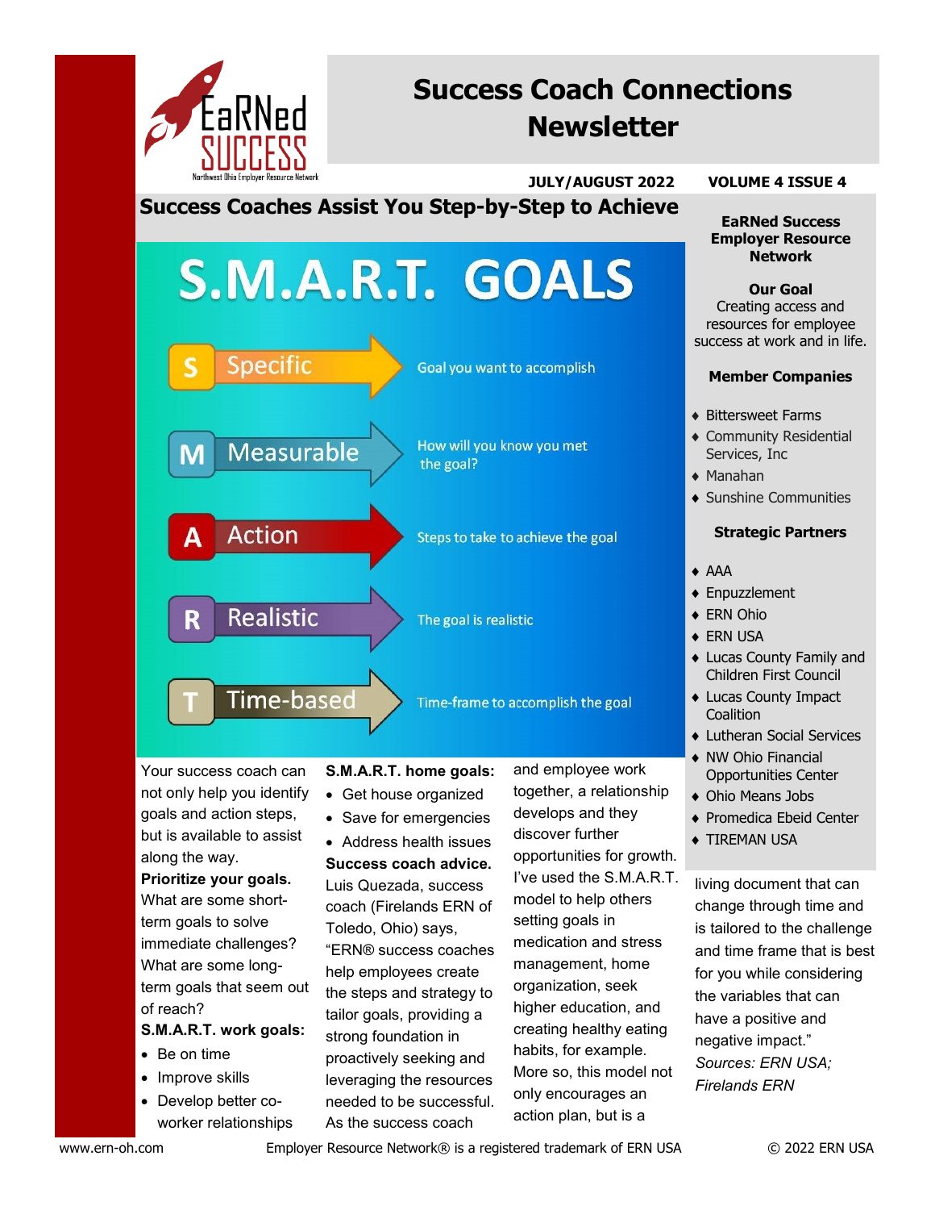EaRNed SUCCESS
Northwest Ohio Employer Resource Network

# Success Coach Connections Newsletter

**JULY/AUGUST 2022** **VOLUME 4 ISSUE 4**

## Success Coaches Assist You Step-by-Step to Achieve

# S.M.A.R.T. GOALS

- **S — Specific**: Goal you want to accomplish
- **M — Measurable**: How will you know you met the goal?
- **A — Action**: Steps to take to achieve the goal
- **R — Realistic**: The goal is realistic
- **T — Time-based**: Time-frame to accomplish the goal

Your success coach can not only help you identify goals and action steps, but is available to assist along the way.

**Prioritize your goals.** What are some short-term goals to solve immediate challenges? What are some long-term goals that seem out of reach?

**S.M.A.R.T. work goals:**

- Be on time
- Improve skills
- Develop better co-worker relationships

**S.M.A.R.T. home goals:**

- Get house organized
- Save for emergencies
- Address health issues

**Success coach advice.** Luis Quezada, success coach (Firelands ERN of Toledo, Ohio) says, "ERN® success coaches help employees create the steps and strategy to tailor goals, providing a strong foundation in proactively seeking and leveraging the resources needed to be successful. As the success coach and employee work together, a relationship develops and they discover further opportunities for growth. I've used the S.M.A.R.T. model to help others setting goals in medication and stress management, home organization, seek higher education, and creating healthy eating habits, for example. More so, this model not only encourages an action plan, but is a living document that can change through time and is tailored to the challenge and time frame that is best for you while considering the variables that can have a positive and negative impact."

*Sources: ERN USA; Firelands ERN*

---

**EaRNed Success Employer Resource Network**

**Our Goal**
Creating access and resources for employee success at work and in life.

**Member Companies**

- Bittersweet Farms
- Community Residential Services, Inc
- Manahan
- Sunshine Communities

**Strategic Partners**

- AAA
- Enpuzzlement
- ERN Ohio
- ERN USA
- Lucas County Family and Children First Council
- Lucas County Impact Coalition
- Lutheran Social Services
- NW Ohio Financial Opportunities Center
- Ohio Means Jobs
- Promedica Ebeid Center
- TIREMAN USA

www.ern-oh.com Employer Resource Network® is a registered trademark of ERN USA © 2022 ERN USA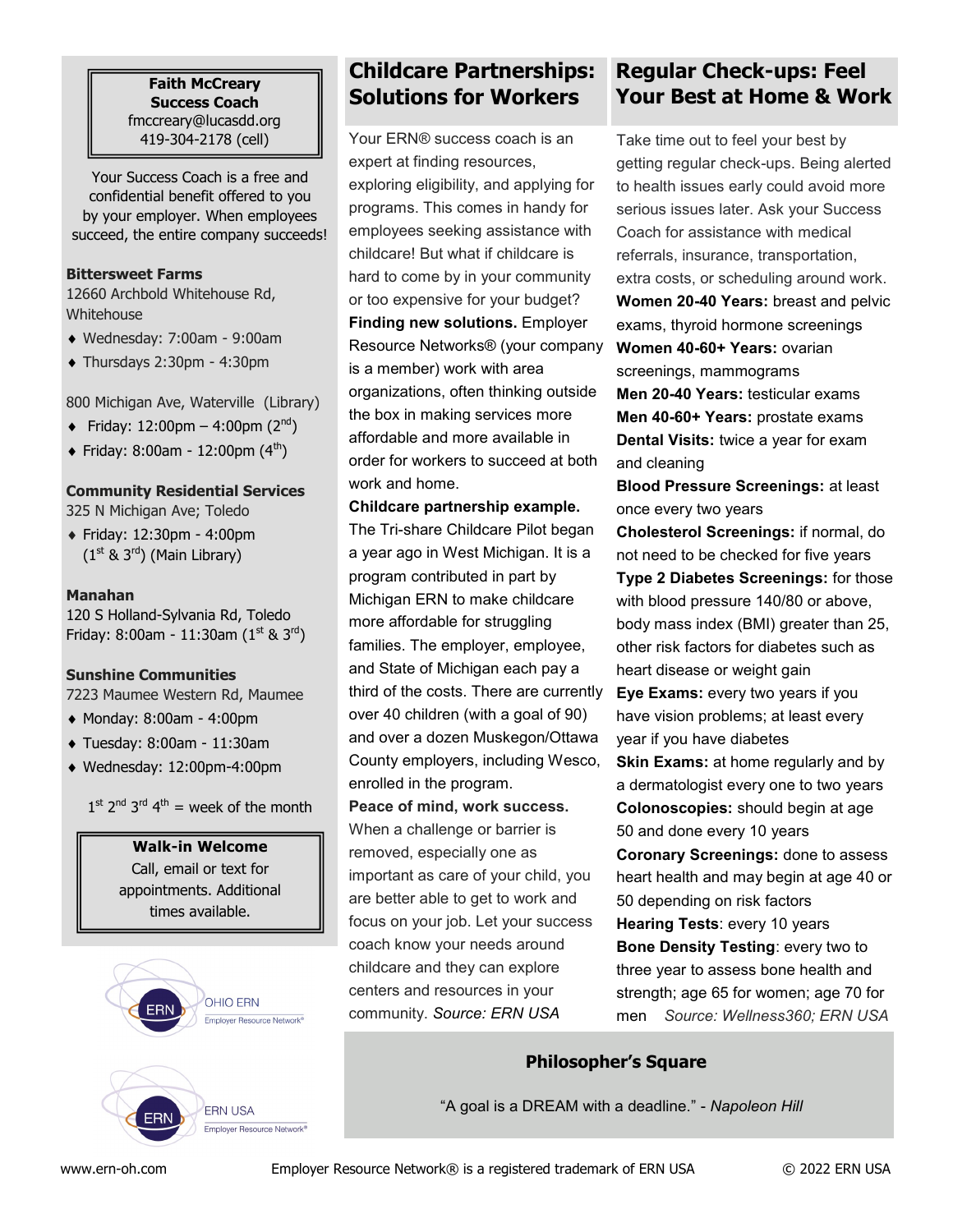**Faith McCreary**
**Success Coach**
fmccreary@lucasdd.org
419-304-2178 (cell)

Your Success Coach is a free and confidential benefit offered to you by your employer. When employees succeed, the entire company succeeds!

**Bittersweet Farms**
12660 Archbold Whitehouse Rd, Whitehouse

- Wednesday: 7:00am - 9:00am
- Thursdays 2:30pm - 4:30pm

800 Michigan Ave, Waterville (Library)

- Friday: 12:00pm – 4:00pm (2nd)
- Friday: 8:00am - 12:00pm (4th)

**Community Residential Services**
325 N Michigan Ave; Toledo

- Friday: 12:30pm - 4:00pm (1st & 3rd) (Main Library)

**Manahan**
120 S Holland-Sylvania Rd, Toledo
Friday: 8:00am - 11:30am (1st & 3rd)

**Sunshine Communities**
7223 Maumee Western Rd, Maumee

- Monday: 8:00am - 4:00pm
- Tuesday: 8:00am - 11:30am
- Wednesday: 12:00pm-4:00pm

1st 2nd 3rd 4th = week of the month

**Walk-in Welcome**
Call, email or text for appointments. Additional times available.

OHIO ERN
Employer Resource Network®

ERN USA
Employer Resource Network®

## Childcare Partnerships: Solutions for Workers

Your ERN® success coach is an expert at finding resources, exploring eligibility, and applying for programs. This comes in handy for employees seeking assistance with childcare! But what if childcare is hard to come by in your community or too expensive for your budget?

**Finding new solutions.** Employer Resource Networks® (your company is a member) work with area organizations, often thinking outside the box in making services more affordable and more available in order for workers to succeed at both work and home.

**Childcare partnership example.** The Tri-share Childcare Pilot began a year ago in West Michigan. It is a program contributed in part by Michigan ERN to make childcare more affordable for struggling families. The employer, employee, and State of Michigan each pay a third of the costs. There are currently over 40 children (with a goal of 90) and over a dozen Muskegon/Ottawa County employers, including Wesco, enrolled in the program.

**Peace of mind, work success.** When a challenge or barrier is removed, especially one as important as care of your child, you are better able to get to work and focus on your job. Let your success coach know your needs around childcare and they can explore centers and resources in your community. *Source: ERN USA*

## Regular Check-ups: Feel Your Best at Home & Work

Take time out to feel your best by getting regular check-ups. Being alerted to health issues early could avoid more serious issues later. Ask your Success Coach for assistance with medical referrals, insurance, transportation, extra costs, or scheduling around work.

**Women 20-40 Years:** breast and pelvic exams, thyroid hormone screenings
**Women 40-60+ Years:** ovarian screenings, mammograms
**Men 20-40 Years:** testicular exams
**Men 40-60+ Years:** prostate exams
**Dental Visits:** twice a year for exam and cleaning
**Blood Pressure Screenings:** at least once every two years
**Cholesterol Screenings:** if normal, do not need to be checked for five years
**Type 2 Diabetes Screenings:** for those with blood pressure 140/80 or above, body mass index (BMI) greater than 25, other risk factors for diabetes such as heart disease or weight gain
**Eye Exams:** every two years if you have vision problems; at least every year if you have diabetes
**Skin Exams:** at home regularly and by a dermatologist every one to two years
**Colonoscopies:** should begin at age 50 and done every 10 years
**Coronary Screenings:** done to assess heart health and may begin at age 40 or 50 depending on risk factors
**Hearing Tests**: every 10 years
**Bone Density Testing**: every two to three year to assess bone health and strength; age 65 for women; age 70 for men *Source: Wellness360; ERN USA*

### Philosopher's Square

"A goal is a DREAM with a deadline." - *Napoleon Hill*

www.ern-oh.com Employer Resource Network® is a registered trademark of ERN USA © 2022 ERN USA